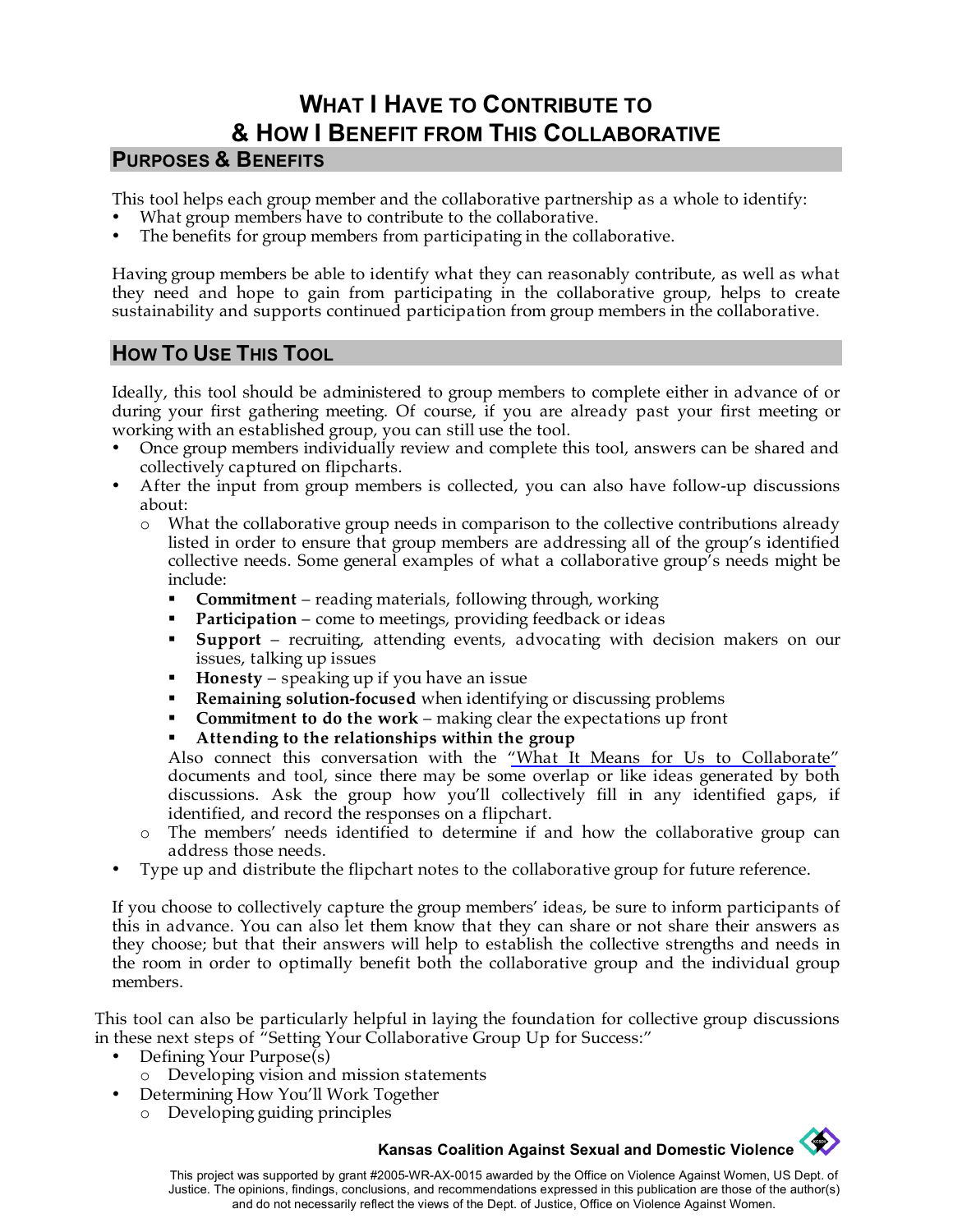# WHAT I HAVE TO CONTRIBUTE TO & HOW I BENEFIT FROM THIS COLLABORATIVE

## PURPOSES & BENEFITS

This tool helps each group member and the collaborative partnership as a whole to identify:

- What group members have to contribute to the collaborative.
- The benefits for group members from participating in the collaborative.

Having group members be able to identify what they can reasonably contribute, as well as what they need and hope to gain from participating in the collaborative group, helps to create sustainability and supports continued participation from group members in the collaborative.

## HOW TO USE THIS TOOL

Ideally, this tool should be administered to group members to complete either in advance of or during your first gathering meeting. Of course, if you are already past your first meeting or working with an established group, you can still use the tool.

- Once group members individually review and complete this tool, answers can be shared and collectively captured on flipcharts.
- After the input from group members is collected, you can also have follow-up discussions about:
  - What the collaborative group needs in comparison to the collective contributions already listed in order to ensure that group members are addressing all of the group's identified collective needs. Some general examples of what a collaborative group's needs might be include:
    - **Commitment** – reading materials, following through, working
    - **Participation** – come to meetings, providing feedback or ideas
    - **Support** – recruiting, attending events, advocating with decision makers on our issues, talking up issues
    - **Honesty** – speaking up if you have an issue
    - **Remaining solution-focused** when identifying or discussing problems
    - **Commitment to do the work** – making clear the expectations up front
    - **Attending to the relationships within the group**

    Also connect this conversation with the "What It Means for Us to Collaborate" documents and tool, since there may be some overlap or like ideas generated by both discussions. Ask the group how you'll collectively fill in any identified gaps, if identified, and record the responses on a flipchart.
  - The members' needs identified to determine if and how the collaborative group can address those needs.
- Type up and distribute the flipchart notes to the collaborative group for future reference.

If you choose to collectively capture the group members' ideas, be sure to inform participants of this in advance. You can also let them know that they can share or not share their answers as they choose; but that their answers will help to establish the collective strengths and needs in the room in order to optimally benefit both the collaborative group and the individual group members.

This tool can also be particularly helpful in laying the foundation for collective group discussions in these next steps of "Setting Your Collaborative Group Up for Success:"

- Defining Your Purpose(s)
  - Developing vision and mission statements
- Determining How You'll Work Together
  - Developing guiding principles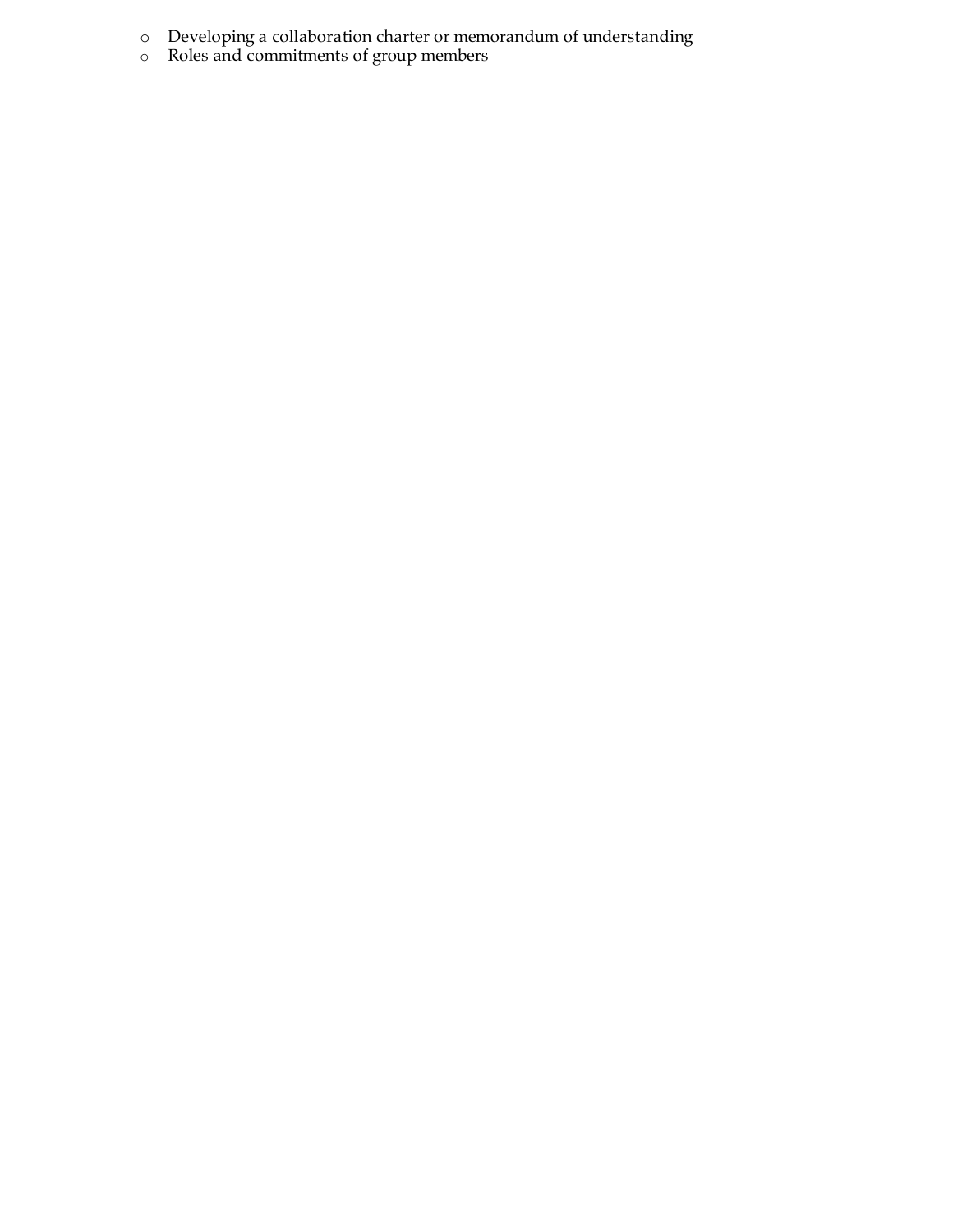- Developing a collaboration charter or memorandum of understanding
- Roles and commitments of group members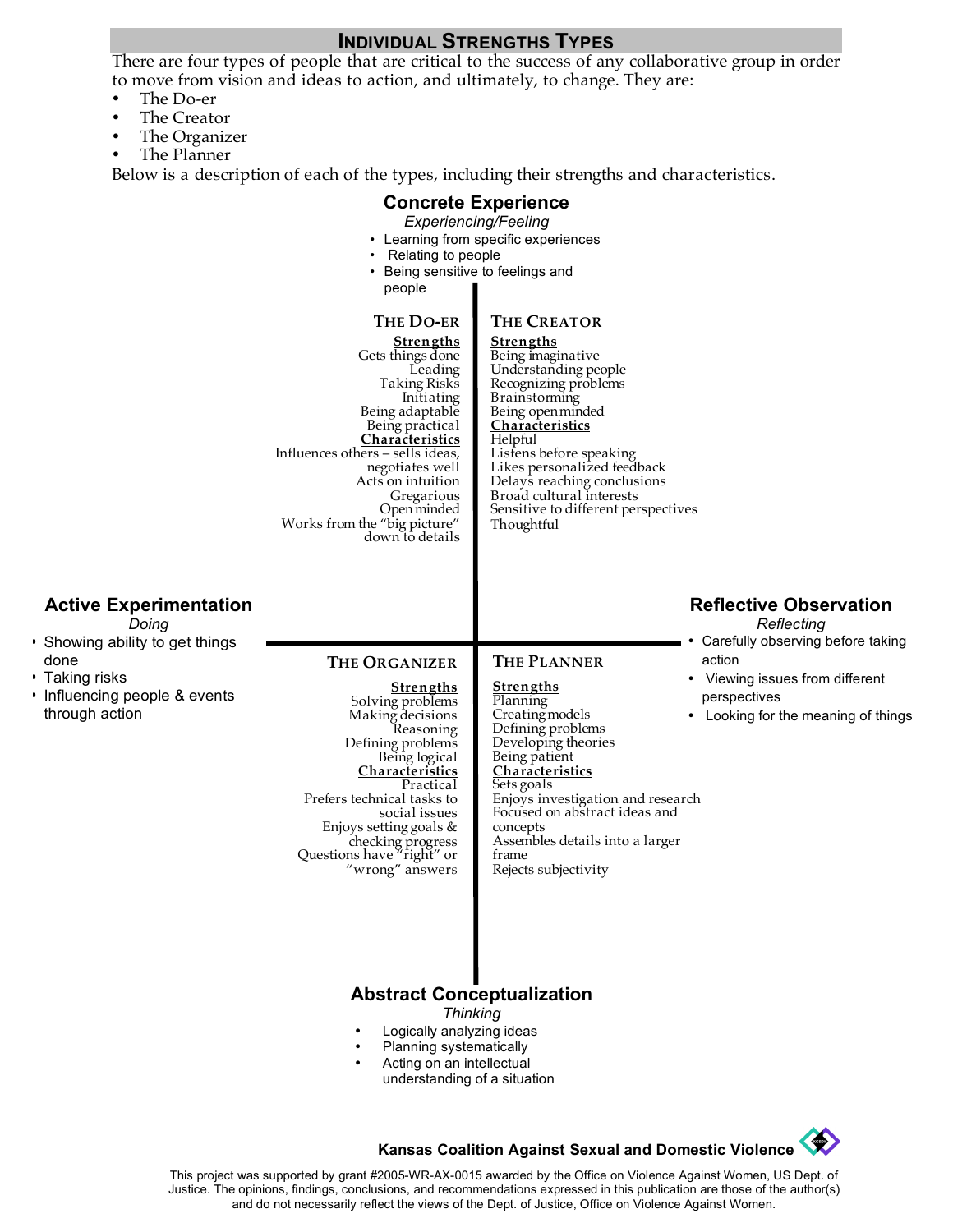# Individual Strengths Types

There are four types of people that are critical to the success of any collaborative group in order to move from vision and ideas to action, and ultimately, to change. They are:

- The Do-er
- The Creator
- The Organizer
- The Planner

Below is a description of each of the types, including their strengths and characteristics.

## Concrete Experience

*Experiencing/Feeling*

- Learning from specific experiences
- Relating to people
- Being sensitive to feelings and people

### The Do-er

**Strengths**

Gets things done
Leading
Taking Risks
Initiating
Being adaptable
Being practical

**Characteristics**

Influences others – sells ideas, negotiates well
Acts on intuition
Gregarious
Open minded
Works from the "big picture" down to details

### The Creator

**Strengths**

Being imaginative
Understanding people
Recognizing problems
Brainstorming
Being open minded

**Characteristics**

Helpful
Listens before speaking
Likes personalized feedback
Delays reaching conclusions
Broad cultural interests
Sensitive to different perspectives
Thoughtful

## Active Experimentation

*Doing*

- Showing ability to get things done
- Taking risks
- Influencing people & events through action

## Reflective Observation

*Reflecting*

- Carefully observing before taking action
- Viewing issues from different perspectives
- Looking for the meaning of things

### The Organizer

**Strengths**

Solving problems
Making decisions
Reasoning
Defining problems
Being logical

**Characteristics**

Practical
Prefers technical tasks to social issues
Enjoys setting goals & checking progress
Questions have "right" or "wrong" answers

### The Planner

**Strengths**

Planning
Creating models
Defining problems
Developing theories
Being patient

**Characteristics**

Sets goals
Enjoys investigation and research
Focused on abstract ideas and concepts
Assembles details into a larger frame
Rejects subjectivity

## Abstract Conceptualization

*Thinking*

- Logically analyzing ideas
- Planning systematically
- Acting on an intellectual understanding of a situation

**Kansas Coalition Against Sexual and Domestic Violence**

This project was supported by grant #2005-WR-AX-0015 awarded by the Office on Violence Against Women, US Dept. of Justice. The opinions, findings, conclusions, and recommendations expressed in this publication are those of the author(s) and do not necessarily reflect the views of the Dept. of Justice, Office on Violence Against Women.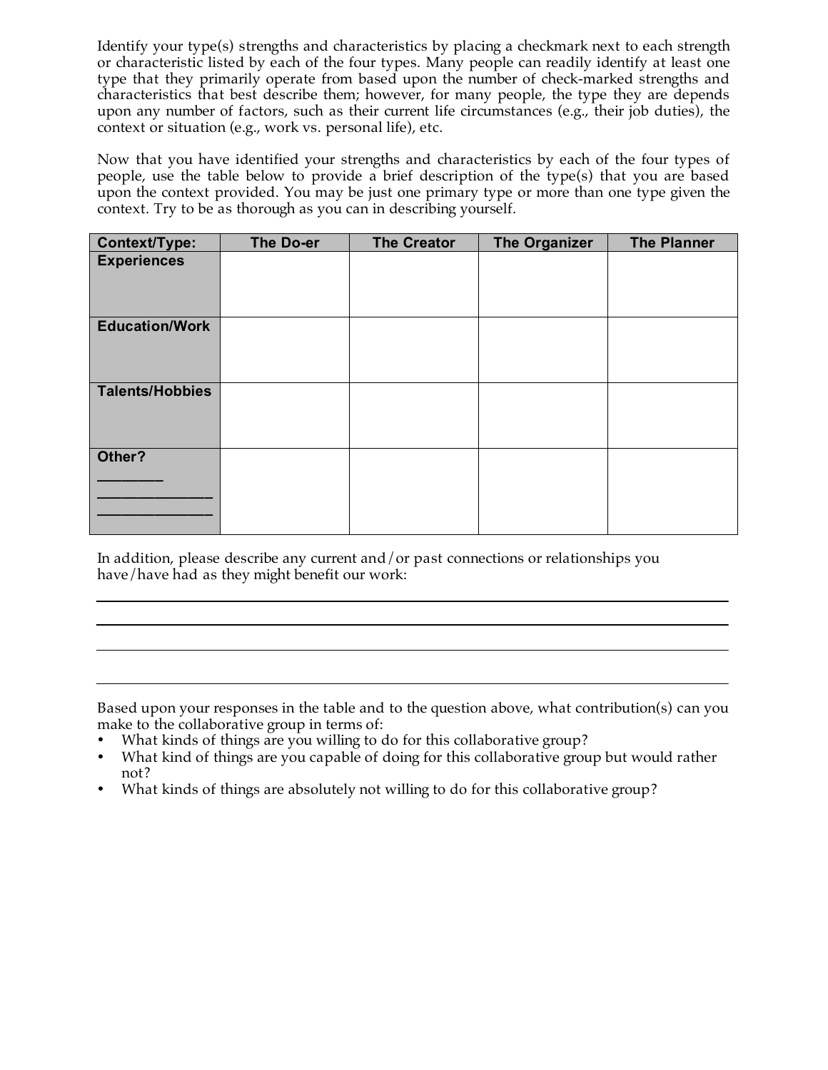Identify your type(s) strengths and characteristics by placing a checkmark next to each strength or characteristic listed by each of the four types. Many people can readily identify at least one type that they primarily operate from based upon the number of check-marked strengths and characteristics that best describe them; however, for many people, the type they are depends upon any number of factors, such as their current life circumstances (e.g., their job duties), the context or situation (e.g., work vs. personal life), etc.

Now that you have identified your strengths and characteristics by each of the four types of people, use the table below to provide a brief description of the type(s) that you are based upon the context provided. You may be just one primary type or more than one type given the context. Try to be as thorough as you can in describing yourself.

| Context/Type: | The Do-er | The Creator | The Organizer | The Planner |
|---|---|---|---|---|
| **Experiences** | | | | |
| **Education/Work** | | | | |
| **Talents/Hobbies** | | | | |
| **Other?** ________ ______________ ______________ | | | | |

In addition, please describe any current and/or past connections or relationships you have/have had as they might benefit our work:

______________________________________________________________________________

______________________________________________________________________________

______________________________________________________________________________

______________________________________________________________________________

Based upon your responses in the table and to the question above, what contribution(s) can you make to the collaborative group in terms of:

- What kinds of things are you willing to do for this collaborative group?
- What kind of things are you capable of doing for this collaborative group but would rather not?
- What kinds of things are absolutely not willing to do for this collaborative group?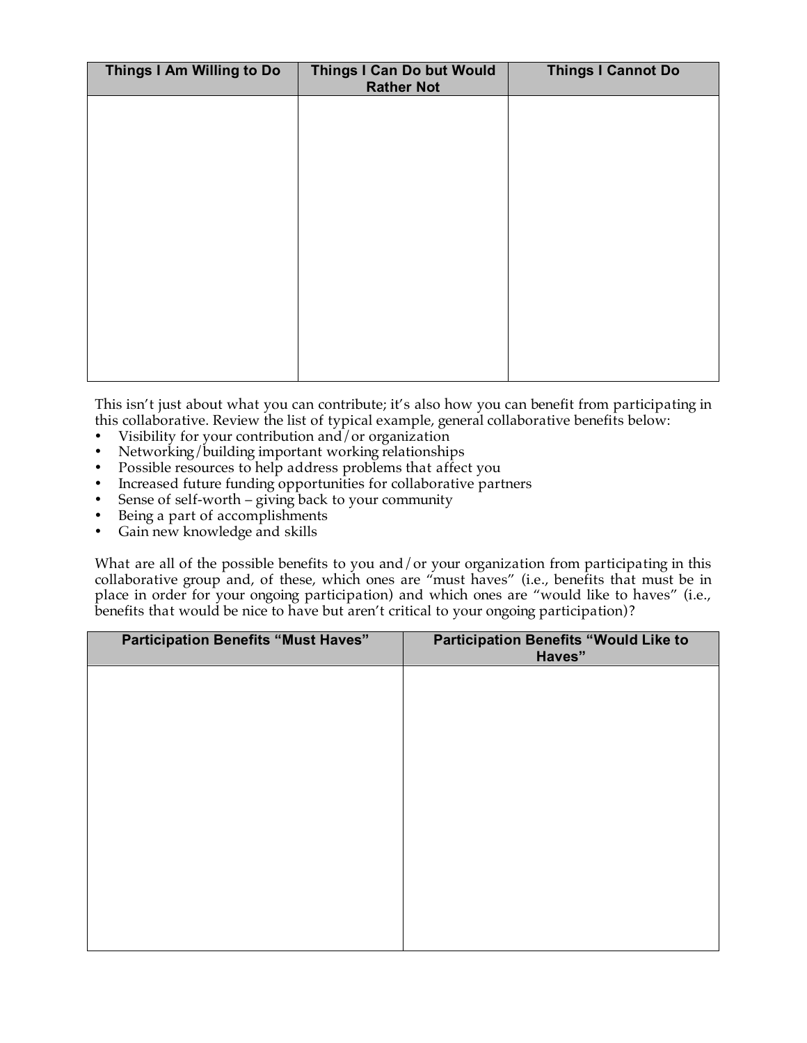| Things I Am Willing to Do | Things I Can Do but Would Rather Not | Things I Cannot Do |
| --- | --- | --- |
| | | |

This isn't just about what you can contribute; it's also how you can benefit from participating in this collaborative. Review the list of typical example, general collaborative benefits below:

- Visibility for your contribution and/or organization
- Networking/building important working relationships
- Possible resources to help address problems that affect you
- Increased future funding opportunities for collaborative partners
- Sense of self-worth – giving back to your community
- Being a part of accomplishments
- Gain new knowledge and skills

What are all of the possible benefits to you and/or your organization from participating in this collaborative group and, of these, which ones are "must haves" (i.e., benefits that must be in place in order for your ongoing participation) and which ones are "would like to haves" (i.e., benefits that would be nice to have but aren't critical to your ongoing participation)?

| Participation Benefits "Must Haves" | Participation Benefits "Would Like to Haves" |
| --- | --- |
| | |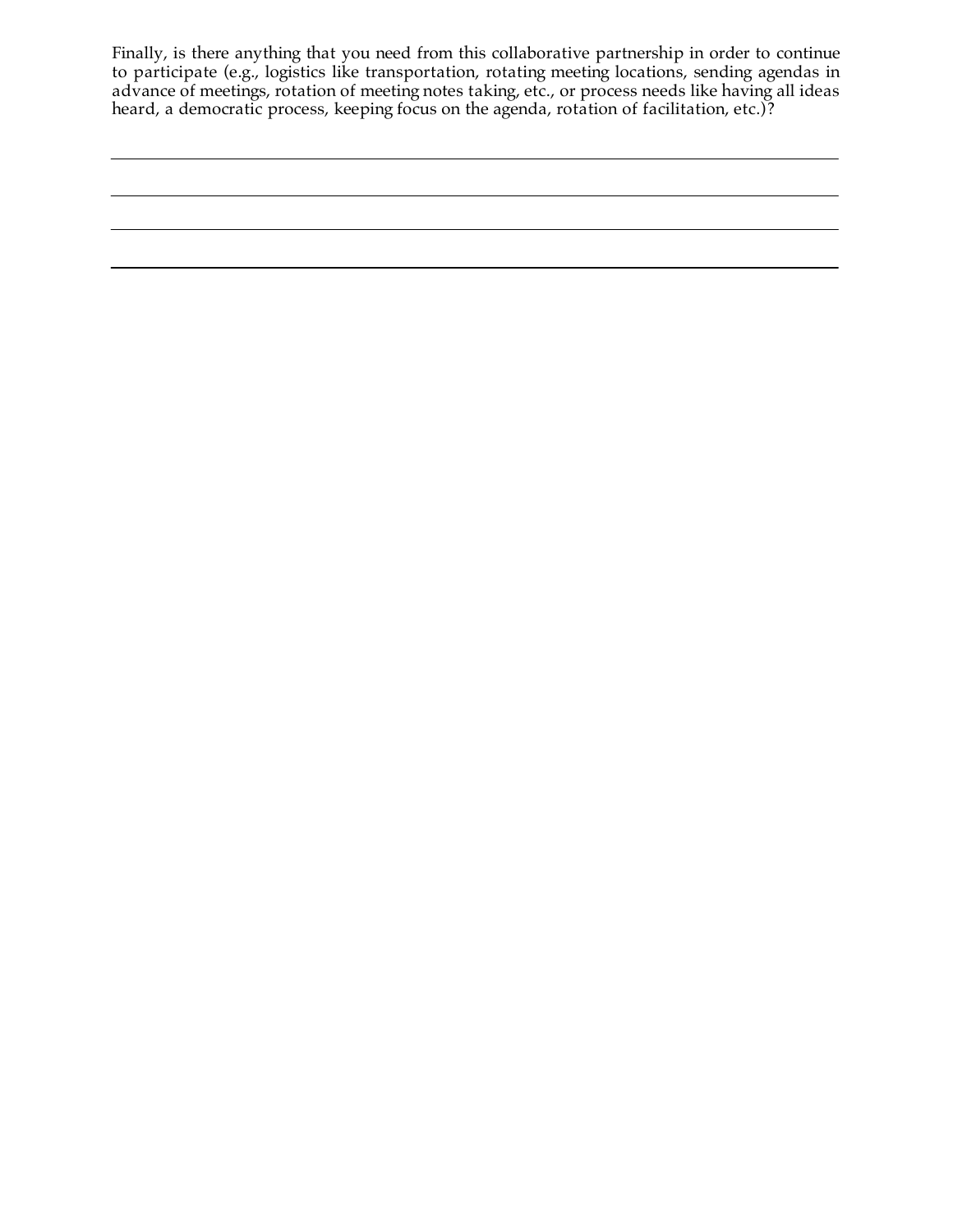Finally, is there anything that you need from this collaborative partnership in order to continue to participate (e.g., logistics like transportation, rotating meeting locations, sending agendas in advance of meetings, rotation of meeting notes taking, etc., or process needs like having all ideas heard, a democratic process, keeping focus on the agenda, rotation of facilitation, etc.)?

\_\_\_\_\_\_\_\_\_\_\_\_\_\_\_\_\_\_\_\_\_\_\_\_\_\_\_\_\_\_\_\_\_\_\_\_\_\_\_\_\_\_\_\_\_\_\_\_\_\_\_\_\_\_\_\_\_\_\_\_\_\_\_\_\_\_\_\_\_\_\_\_\_\_\_\_\_\_

\_\_\_\_\_\_\_\_\_\_\_\_\_\_\_\_\_\_\_\_\_\_\_\_\_\_\_\_\_\_\_\_\_\_\_\_\_\_\_\_\_\_\_\_\_\_\_\_\_\_\_\_\_\_\_\_\_\_\_\_\_\_\_\_\_\_\_\_\_\_\_\_\_\_\_\_\_\_

\_\_\_\_\_\_\_\_\_\_\_\_\_\_\_\_\_\_\_\_\_\_\_\_\_\_\_\_\_\_\_\_\_\_\_\_\_\_\_\_\_\_\_\_\_\_\_\_\_\_\_\_\_\_\_\_\_\_\_\_\_\_\_\_\_\_\_\_\_\_\_\_\_\_\_\_\_\_

\_\_\_\_\_\_\_\_\_\_\_\_\_\_\_\_\_\_\_\_\_\_\_\_\_\_\_\_\_\_\_\_\_\_\_\_\_\_\_\_\_\_\_\_\_\_\_\_\_\_\_\_\_\_\_\_\_\_\_\_\_\_\_\_\_\_\_\_\_\_\_\_\_\_\_\_\_\_